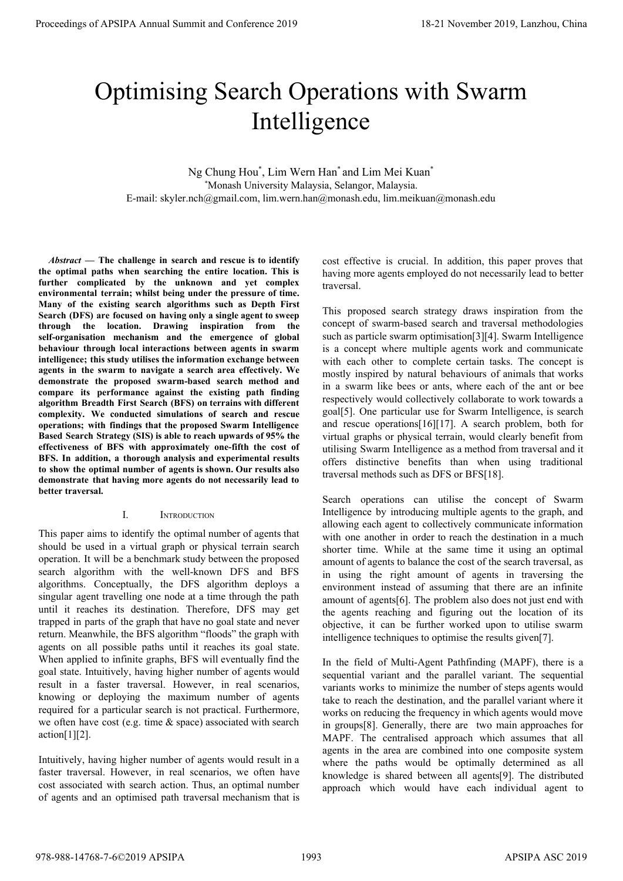# Optimising Search Operations with Swarm Intelligence

Ng Chung Hou*, Lim Wern Han* and Lim Mei Kuan*

*Monash University Malaysia, Selangor, Malaysia.

E-mail: skyler.nch@gmail.com, lim.wern.han@monash.edu, lim.meikuan@monash.edu

***Abstract* — The challenge in search and rescue is to identify the optimal paths when searching the entire location. This is further complicated by the unknown and yet complex environmental terrain; whilst being under the pressure of time. Many of the existing search algorithms such as Depth First Search (DFS) are focused on having only a single agent to sweep through the location. Drawing inspiration from the self-organisation mechanism and the emergence of global behaviour through local interactions between agents in swarm intelligence; this study utilises the information exchange between agents in the swarm to navigate a search area effectively. We demonstrate the proposed swarm-based search method and compare its performance against the existing path finding algorithm Breadth First Search (BFS) on terrains with different complexity. We conducted simulations of search and rescue operations; with findings that the proposed Swarm Intelligence Based Search Strategy (SIS) is able to reach upwards of 95% the effectiveness of BFS with approximately one-fifth the cost of BFS. In addition, a thorough analysis and experimental results to show the optimal number of agents is shown. Our results also demonstrate that having more agents do not necessarily lead to better traversal.**

## I. Introduction

This paper aims to identify the optimal number of agents that should be used in a virtual graph or physical terrain search operation. It will be a benchmark study between the proposed search algorithm with the well-known DFS and BFS algorithms. Conceptually, the DFS algorithm deploys a singular agent travelling one node at a time through the path until it reaches its destination. Therefore, DFS may get trapped in parts of the graph that have no goal state and never return. Meanwhile, the BFS algorithm "floods" the graph with agents on all possible paths until it reaches its goal state. When applied to infinite graphs, BFS will eventually find the goal state. Intuitively, having higher number of agents would result in a faster traversal. However, in real scenarios, knowing or deploying the maximum number of agents required for a particular search is not practical. Furthermore, we often have cost (e.g. time & space) associated with search action[1][2].

Intuitively, having higher number of agents would result in a faster traversal. However, in real scenarios, we often have cost associated with search action. Thus, an optimal number of agents and an optimised path traversal mechanism that is cost effective is crucial. In addition, this paper proves that having more agents employed do not necessarily lead to better traversal.

This proposed search strategy draws inspiration from the concept of swarm-based search and traversal methodologies such as particle swarm optimisation[3][4]. Swarm Intelligence is a concept where multiple agents work and communicate with each other to complete certain tasks. The concept is mostly inspired by natural behaviours of animals that works in a swarm like bees or ants, where each of the ant or bee respectively would collectively collaborate to work towards a goal[5]. One particular use for Swarm Intelligence, is search and rescue operations[16][17]. A search problem, both for virtual graphs or physical terrain, would clearly benefit from utilising Swarm Intelligence as a method from traversal and it offers distinctive benefits than when using traditional traversal methods such as DFS or BFS[18].

Search operations can utilise the concept of Swarm Intelligence by introducing multiple agents to the graph, and allowing each agent to collectively communicate information with one another in order to reach the destination in a much shorter time. While at the same time it using an optimal amount of agents to balance the cost of the search traversal, as in using the right amount of agents in traversing the environment instead of assuming that there are an infinite amount of agents[6]. The problem also does not just end with the agents reaching and figuring out the location of its objective, it can be further worked upon to utilise swarm intelligence techniques to optimise the results given[7].

In the field of Multi-Agent Pathfinding (MAPF), there is a sequential variant and the parallel variant. The sequential variants works to minimize the number of steps agents would take to reach the destination, and the parallel variant where it works on reducing the frequency in which agents would move in groups[8]. Generally, there are two main approaches for MAPF. The centralised approach which assumes that all agents in the area are combined into one composite system where the paths would be optimally determined as all knowledge is shared between all agents[9]. The distributed approach which would have each individual agent to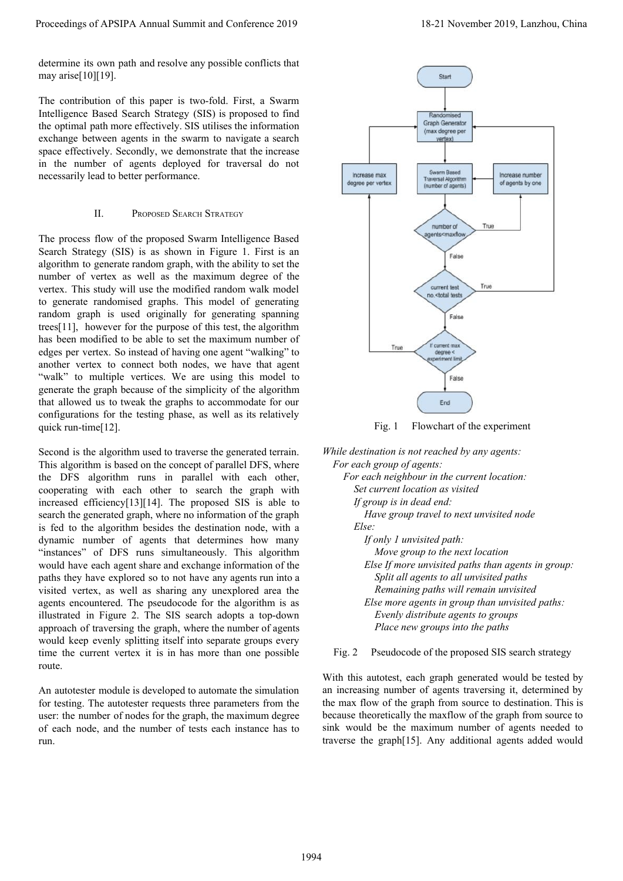determine its own path and resolve any possible conflicts that may arise[10][19].

The contribution of this paper is two-fold. First, a Swarm Intelligence Based Search Strategy (SIS) is proposed to find the optimal path more effectively. SIS utilises the information exchange between agents in the swarm to navigate a search space effectively. Secondly, we demonstrate that the increase in the number of agents deployed for traversal do not necessarily lead to better performance.

## II. Proposed Search Strategy

The process flow of the proposed Swarm Intelligence Based Search Strategy (SIS) is as shown in Figure 1. First is an algorithm to generate random graph, with the ability to set the number of vertex as well as the maximum degree of the vertex. This study will use the modified random walk model to generate randomised graphs. This model of generating random graph is used originally for generating spanning trees[11], however for the purpose of this test, the algorithm has been modified to be able to set the maximum number of edges per vertex. So instead of having one agent "walking" to another vertex to connect both nodes, we have that agent "walk" to multiple vertices. We are using this model to generate the graph because of the simplicity of the algorithm that allowed us to tweak the graphs to accommodate for our configurations for the testing phase, as well as its relatively quick run-time[12].

Second is the algorithm used to traverse the generated terrain. This algorithm is based on the concept of parallel DFS, where the DFS algorithm runs in parallel with each other, cooperating with each other to search the graph with increased efficiency[13][14]. The proposed SIS is able to search the generated graph, where no information of the graph is fed to the algorithm besides the destination node, with a dynamic number of agents that determines how many "instances" of DFS runs simultaneously. This algorithm would have each agent share and exchange information of the paths they have explored so to not have any agents run into a visited vertex, as well as sharing any unexplored area the agents encountered. The pseudocode for the algorithm is as illustrated in Figure 2. The SIS search adopts a top-down approach of traversing the graph, where the number of agents would keep evenly splitting itself into separate groups every time the current vertex it is in has more than one possible route.

An autotester module is developed to automate the simulation for testing. The autotester requests three parameters from the user: the number of nodes for the graph, the maximum degree of each node, and the number of tests each instance has to run.

Fig. 1 Flowchart of the experiment

*While destination is not reached by any agents:*
*For each group of agents:*
*For each neighbour in the current location:*
*Set current location as visited*
*If group is in dead end:*
*Have group travel to next unvisited node*
*Else:*
*If only 1 unvisited path:*
*Move group to the next location*
*Else If more unvisited paths than agents in group:*
*Split all agents to all unvisited paths*
*Remaining paths will remain unvisited*
*Else more agents in group than unvisited paths:*
*Evenly distribute agents to groups*
*Place new groups into the paths*

Fig. 2 Pseudocode of the proposed SIS search strategy

With this autotest, each graph generated would be tested by an increasing number of agents traversing it, determined by the max flow of the graph from source to destination. This is because theoretically the maxflow of the graph from source to sink would be the maximum number of agents needed to traverse the graph[15]. Any additional agents added would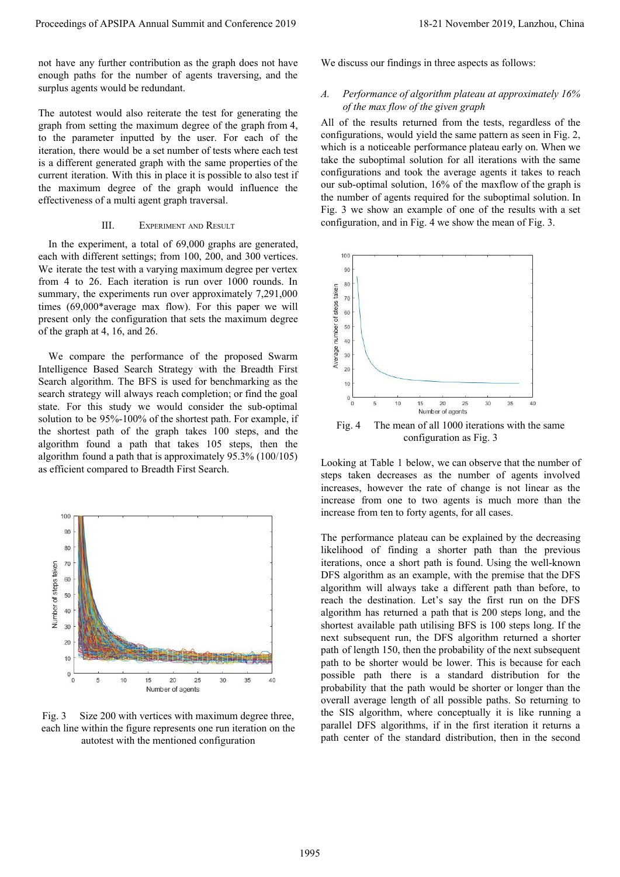not have any further contribution as the graph does not have enough paths for the number of agents traversing, and the surplus agents would be redundant.

The autotest would also reiterate the test for generating the graph from setting the maximum degree of the graph from 4, to the parameter inputted by the user. For each of the iteration, there would be a set number of tests where each test is a different generated graph with the same properties of the current iteration. With this in place it is possible to also test if the maximum degree of the graph would influence the effectiveness of a multi agent graph traversal.

## III. Experiment and Result

In the experiment, a total of 69,000 graphs are generated, each with different settings; from 100, 200, and 300 vertices. We iterate the test with a varying maximum degree per vertex from 4 to 26. Each iteration is run over 1000 rounds. In summary, the experiments run over approximately 7,291,000 times (69,000*average max flow). For this paper we will present only the configuration that sets the maximum degree of the graph at 4, 16, and 26.

We compare the performance of the proposed Swarm Intelligence Based Search Strategy with the Breadth First Search algorithm. The BFS is used for benchmarking as the search strategy will always reach completion; or find the goal state. For this study we would consider the sub-optimal solution to be 95%-100% of the shortest path. For example, if the shortest path of the graph takes 100 steps, and the algorithm found a path that takes 105 steps, then the algorithm found a path that is approximately 95.3% (100/105) as efficient compared to Breadth First Search.

Fig. 3 Size 200 with vertices with maximum degree three, each line within the figure represents one run iteration on the autotest with the mentioned configuration

We discuss our findings in three aspects as follows:

### *A. Performance of algorithm plateau at approximately 16% of the max flow of the given graph*

All of the results returned from the tests, regardless of the configurations, would yield the same pattern as seen in Fig. 2, which is a noticeable performance plateau early on. When we take the suboptimal solution for all iterations with the same configurations and took the average agents it takes to reach our sub-optimal solution, 16% of the maxflow of the graph is the number of agents required for the suboptimal solution. In Fig. 3 we show an example of one of the results with a set configuration, and in Fig. 4 we show the mean of Fig. 3.

Fig. 4 The mean of all 1000 iterations with the same configuration as Fig. 3

Looking at Table 1 below, we can observe that the number of steps taken decreases as the number of agents involved increases, however the rate of change is not linear as the increase from one to two agents is much more than the increase from ten to forty agents, for all cases.

The performance plateau can be explained by the decreasing likelihood of finding a shorter path than the previous iterations, once a short path is found. Using the well-known DFS algorithm as an example, with the premise that the DFS algorithm will always take a different path than before, to reach the destination. Let's say the first run on the DFS algorithm has returned a path that is 200 steps long, and the shortest available path utilising BFS is 100 steps long. If the next subsequent run, the DFS algorithm returned a shorter path of length 150, then the probability of the next subsequent path to be shorter would be lower. This is because for each possible path there is a standard distribution for the probability that the path would be shorter or longer than the overall average length of all possible paths. So returning to the SIS algorithm, where conceptually it is like running a parallel DFS algorithms, if in the first iteration it returns a path center of the standard distribution, then in the second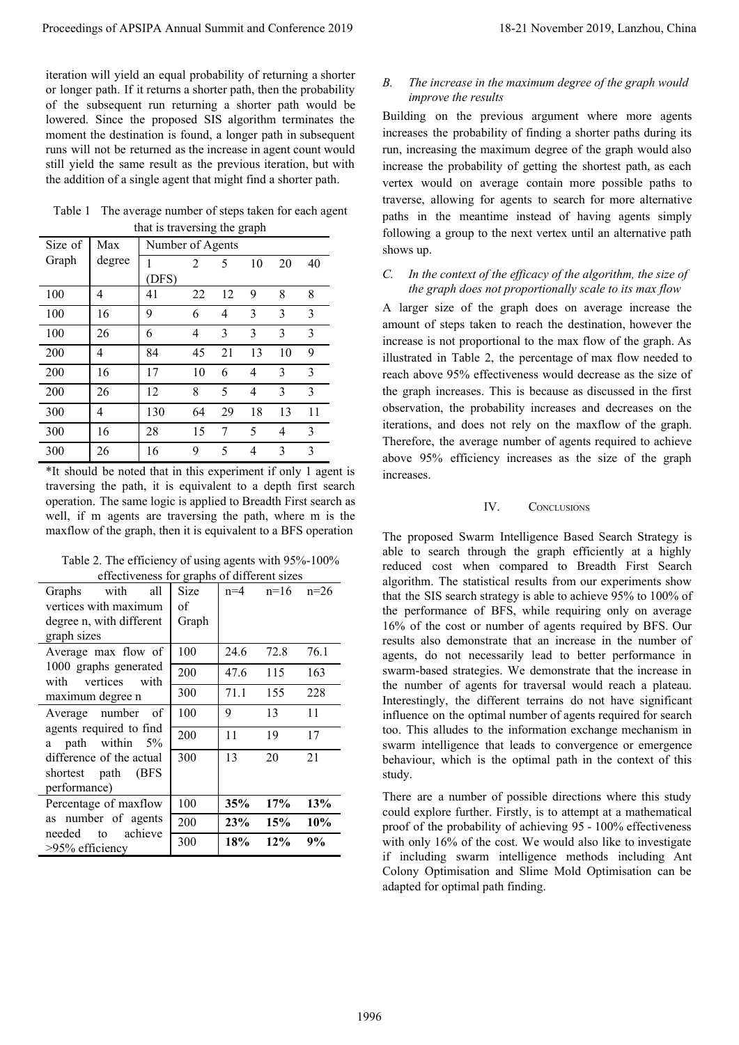iteration will yield an equal probability of returning a shorter or longer path. If it returns a shorter path, then the probability of the subsequent run returning a shorter path would be lowered. Since the proposed SIS algorithm terminates the moment the destination is found, a longer path in subsequent runs will not be returned as the increase in agent count would still yield the same result as the previous iteration, but with the addition of a single agent that might find a shorter path.

Table 1 The average number of steps taken for each agent that is traversing the graph

| Size of Graph | Max degree | Number of Agents | | | | | |
|---|---|---|---|---|---|---|---|
| | | 1 (DFS) | 2 | 5 | 10 | 20 | 40 |
| 100 | 4 | 41 | 22 | 12 | 9 | 8 | 8 |
| 100 | 16 | 9 | 6 | 4 | 3 | 3 | 3 |
| 100 | 26 | 6 | 4 | 3 | 3 | 3 | 3 |
| 200 | 4 | 84 | 45 | 21 | 13 | 10 | 9 |
| 200 | 16 | 17 | 10 | 6 | 4 | 3 | 3 |
| 200 | 26 | 12 | 8 | 5 | 4 | 3 | 3 |
| 300 | 4 | 130 | 64 | 29 | 18 | 13 | 11 |
| 300 | 16 | 28 | 15 | 7 | 5 | 4 | 3 |
| 300 | 26 | 16 | 9 | 5 | 4 | 3 | 3 |

*It should be noted that in this experiment if only 1 agent is traversing the path, it is equivalent to a depth first search operation. The same logic is applied to Breadth First search as well, if m agents are traversing the path, where m is the maxflow of the graph, then it is equivalent to a BFS operation

Table 2. The efficiency of using agents with 95%-100% effectiveness for graphs of different sizes

| Graphs with all vertices with maximum degree n, with different graph sizes | Size of Graph | n=4 | n=16 | n=26 |
|---|---|---|---|---|
| Average max flow of 1000 graphs generated with vertices with maximum degree n | 100 | 24.6 | 72.8 | 76.1 |
| | 200 | 47.6 | 115 | 163 |
| | 300 | 71.1 | 155 | 228 |
| Average number of agents required to find a path within 5% difference of the actual shortest path (BFS performance) | 100 | 9 | 13 | 11 |
| | 200 | 11 | 19 | 17 |
| | 300 | 13 | 20 | 21 |
| Percentage of maxflow as number of agents needed to achieve >95% efficiency | 100 | **35%** | **17%** | **13%** |
| | 200 | **23%** | **15%** | **10%** |
| | 300 | **18%** | **12%** | **9%** |

### B. *The increase in the maximum degree of the graph would improve the results*

Building on the previous argument where more agents increases the probability of finding a shorter paths during its run, increasing the maximum degree of the graph would also increase the probability of getting the shortest path, as each vertex would on average contain more possible paths to traverse, allowing for agents to search for more alternative paths in the meantime instead of having agents simply following a group to the next vertex until an alternative path shows up.

### C. *In the context of the efficacy of the algorithm, the size of the graph does not proportionally scale to its max flow*

A larger size of the graph does on average increase the amount of steps taken to reach the destination, however the increase is not proportional to the max flow of the graph. As illustrated in Table 2, the percentage of max flow needed to reach above 95% effectiveness would decrease as the size of the graph increases. This is because as discussed in the first observation, the probability increases and decreases on the iterations, and does not rely on the maxflow of the graph. Therefore, the average number of agents required to achieve above 95% efficiency increases as the size of the graph increases.

## IV. Conclusions

The proposed Swarm Intelligence Based Search Strategy is able to search through the graph efficiently at a highly reduced cost when compared to Breadth First Search algorithm. The statistical results from our experiments show that the SIS search strategy is able to achieve 95% to 100% of the performance of BFS, while requiring only on average 16% of the cost or number of agents required by BFS. Our results also demonstrate that an increase in the number of agents, do not necessarily lead to better performance in swarm-based strategies. We demonstrate that the increase in the number of agents for traversal would reach a plateau. Interestingly, the different terrains do not have significant influence on the optimal number of agents required for search too. This alludes to the information exchange mechanism in swarm intelligence that leads to convergence or emergence behaviour, which is the optimal path in the context of this study.

There are a number of possible directions where this study could explore further. Firstly, is to attempt at a mathematical proof of the probability of achieving 95 - 100% effectiveness with only 16% of the cost. We would also like to investigate if including swarm intelligence methods including Ant Colony Optimisation and Slime Mold Optimisation can be adapted for optimal path finding.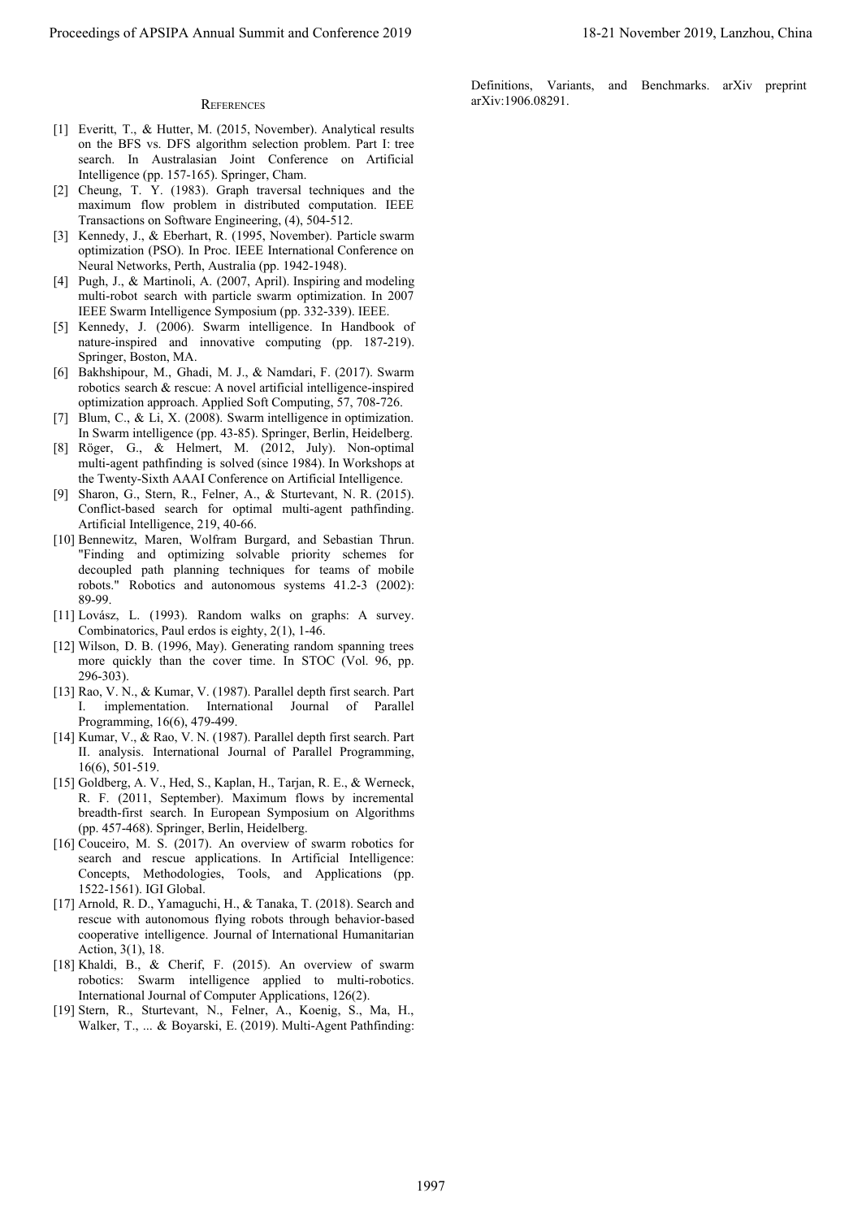## References

[1] Everitt, T., & Hutter, M. (2015, November). Analytical results on the BFS vs. DFS algorithm selection problem. Part I: tree search. In Australasian Joint Conference on Artificial Intelligence (pp. 157-165). Springer, Cham.

[2] Cheung, T. Y. (1983). Graph traversal techniques and the maximum flow problem in distributed computation. IEEE Transactions on Software Engineering, (4), 504-512.

[3] Kennedy, J., & Eberhart, R. (1995, November). Particle swarm optimization (PSO). In Proc. IEEE International Conference on Neural Networks, Perth, Australia (pp. 1942-1948).

[4] Pugh, J., & Martinoli, A. (2007, April). Inspiring and modeling multi-robot search with particle swarm optimization. In 2007 IEEE Swarm Intelligence Symposium (pp. 332-339). IEEE.

[5] Kennedy, J. (2006). Swarm intelligence. In Handbook of nature-inspired and innovative computing (pp. 187-219). Springer, Boston, MA.

[6] Bakhshipour, M., Ghadi, M. J., & Namdari, F. (2017). Swarm robotics search & rescue: A novel artificial intelligence-inspired optimization approach. Applied Soft Computing, 57, 708-726.

[7] Blum, C., & Li, X. (2008). Swarm intelligence in optimization. In Swarm intelligence (pp. 43-85). Springer, Berlin, Heidelberg.

[8] Röger, G., & Helmert, M. (2012, July). Non-optimal multi-agent pathfinding is solved (since 1984). In Workshops at the Twenty-Sixth AAAI Conference on Artificial Intelligence.

[9] Sharon, G., Stern, R., Felner, A., & Sturtevant, N. R. (2015). Conflict-based search for optimal multi-agent pathfinding. Artificial Intelligence, 219, 40-66.

[10] Bennewitz, Maren, Wolfram Burgard, and Sebastian Thrun. "Finding and optimizing solvable priority schemes for decoupled path planning techniques for teams of mobile robots." Robotics and autonomous systems 41.2-3 (2002): 89-99.

[11] Lovász, L. (1993). Random walks on graphs: A survey. Combinatorics, Paul erdos is eighty, 2(1), 1-46.

[12] Wilson, D. B. (1996, May). Generating random spanning trees more quickly than the cover time. In STOC (Vol. 96, pp. 296-303).

[13] Rao, V. N., & Kumar, V. (1987). Parallel depth first search. Part I. implementation. International Journal of Parallel Programming, 16(6), 479-499.

[14] Kumar, V., & Rao, V. N. (1987). Parallel depth first search. Part II. analysis. International Journal of Parallel Programming, 16(6), 501-519.

[15] Goldberg, A. V., Hed, S., Kaplan, H., Tarjan, R. E., & Werneck, R. F. (2011, September). Maximum flows by incremental breadth-first search. In European Symposium on Algorithms (pp. 457-468). Springer, Berlin, Heidelberg.

[16] Couceiro, M. S. (2017). An overview of swarm robotics for search and rescue applications. In Artificial Intelligence: Concepts, Methodologies, Tools, and Applications (pp. 1522-1561). IGI Global.

[17] Arnold, R. D., Yamaguchi, H., & Tanaka, T. (2018). Search and rescue with autonomous flying robots through behavior-based cooperative intelligence. Journal of International Humanitarian Action, 3(1), 18.

[18] Khaldi, B., & Cherif, F. (2015). An overview of swarm robotics: Swarm intelligence applied to multi-robotics. International Journal of Computer Applications, 126(2).

[19] Stern, R., Sturtevant, N., Felner, A., Koenig, S., Ma, H., Walker, T., ... & Boyarski, E. (2019). Multi-Agent Pathfinding: Definitions, Variants, and Benchmarks. arXiv preprint arXiv:1906.08291.